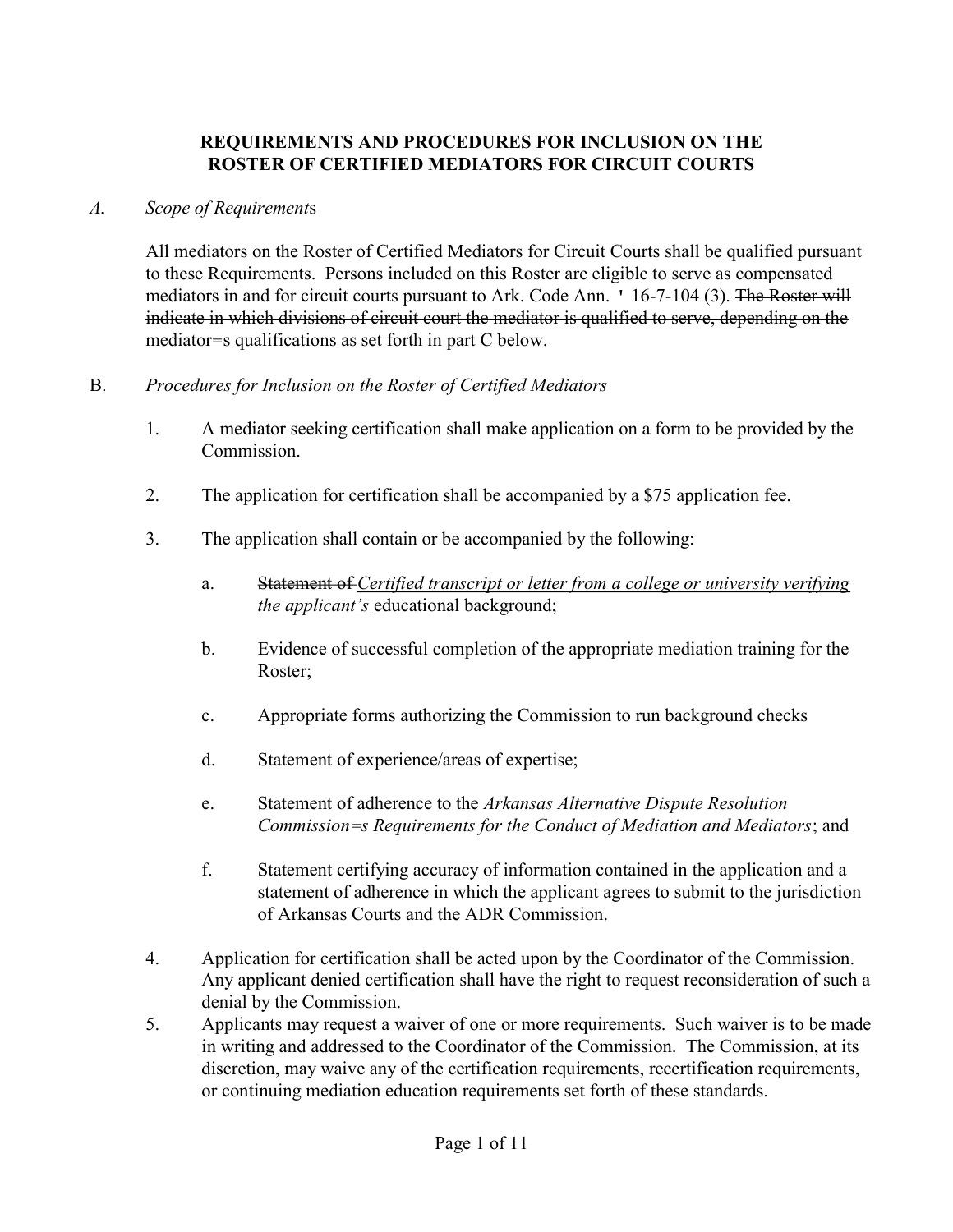**REQUIREMENTS AND PROCEDURES FOR INCLUSION ON THE ROSTER OF CERTIFIED MEDIATORS FOR CIRCUIT COURTS**

A. *Scope of Requirement*s

All mediators on the Roster of Certified Mediators for Circuit Courts shall be qualified pursuant to these Requirements. Persons included on this Roster are eligible to serve as compensated mediators in and for circuit courts pursuant to Ark. Code Ann. ' 16-7-104 (3). ~~The Roster will indicate in which divisions of circuit court the mediator is qualified to serve, depending on the mediator=s qualifications as set forth in part C below.~~

B. *Procedures for Inclusion on the Roster of Certified Mediators*

1. A mediator seeking certification shall make application on a form to be provided by the Commission.

2. The application for certification shall be accompanied by a $75 application fee.

3. The application shall contain or be accompanied by the following:

   a. ~~Statement of~~ *Certified transcript or letter from a college or university verifying the applicant's* educational background;

   b. Evidence of successful completion of the appropriate mediation training for the Roster;

   c. Appropriate forms authorizing the Commission to run background checks

   d. Statement of experience/areas of expertise;

   e. Statement of adherence to the *Arkansas Alternative Dispute Resolution Commission=s Requirements for the Conduct of Mediation and Mediators*; and

   f. Statement certifying accuracy of information contained in the application and a statement of adherence in which the applicant agrees to submit to the jurisdiction of Arkansas Courts and the ADR Commission.

4. Application for certification shall be acted upon by the Coordinator of the Commission. Any applicant denied certification shall have the right to request reconsideration of such a denial by the Commission.

5. Applicants may request a waiver of one or more requirements. Such waiver is to be made in writing and addressed to the Coordinator of the Commission. The Commission, at its discretion, may waive any of the certification requirements, recertification requirements, or continuing mediation education requirements set forth of these standards.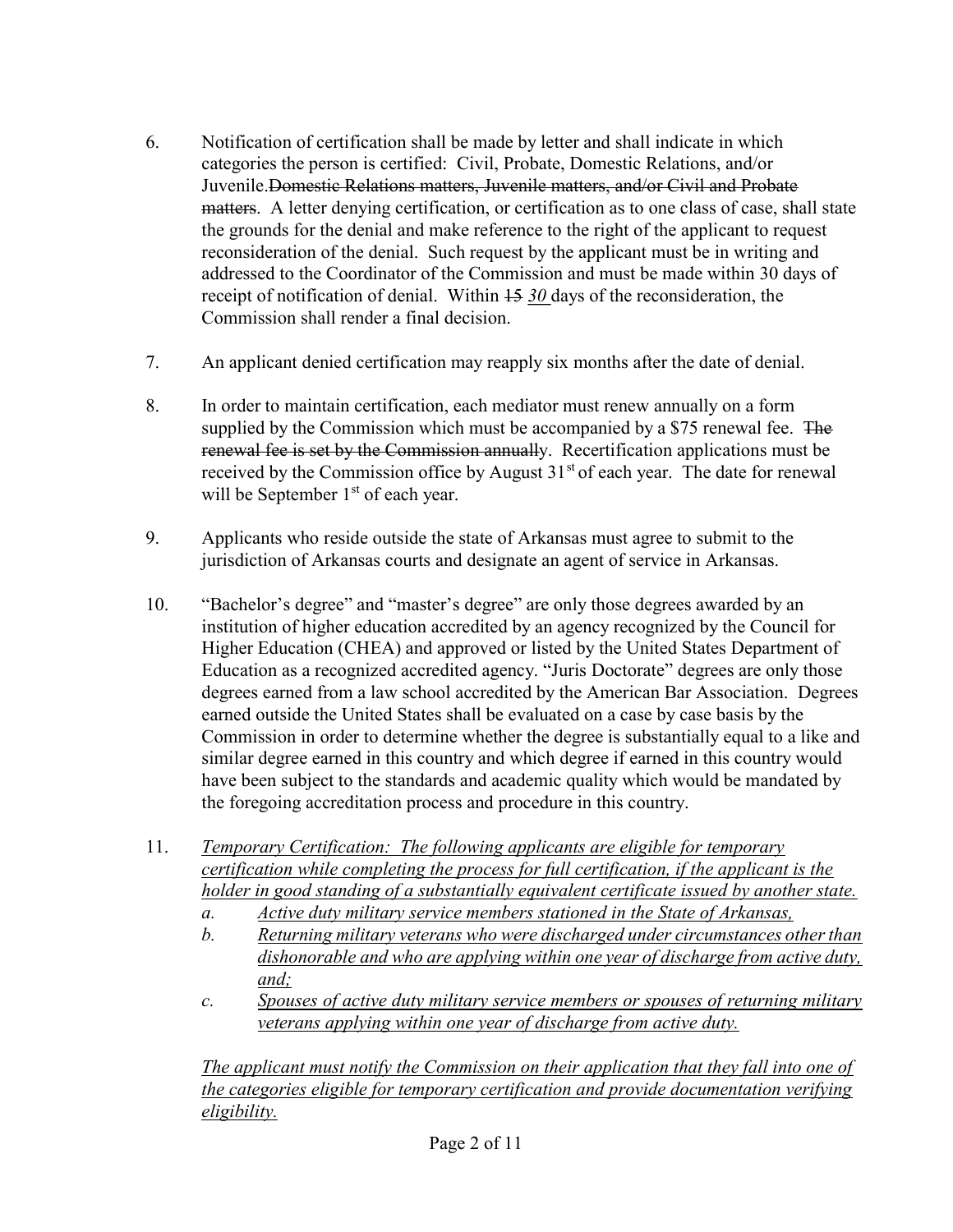6. Notification of certification shall be made by letter and shall indicate in which categories the person is certified: Civil, Probate, Domestic Relations, and/or Juvenile.~~Domestic Relations matters, Juvenile matters, and/or Civil and Probate matters~~. A letter denying certification, or certification as to one class of case, shall state the grounds for the denial and make reference to the right of the applicant to request reconsideration of the denial. Such request by the applicant must be in writing and addressed to the Coordinator of the Commission and must be made within 30 days of receipt of notification of denial. Within ~~15~~ *30* days of the reconsideration, the Commission shall render a final decision.

7. An applicant denied certification may reapply six months after the date of denial.

8. In order to maintain certification, each mediator must renew annually on a form supplied by the Commission which must be accompanied by a $75 renewal fee. ~~The renewal fee is set by the Commission annuall~~y. Recertification applications must be received by the Commission office by August 31st of each year. The date for renewal will be September 1st of each year.

9. Applicants who reside outside the state of Arkansas must agree to submit to the jurisdiction of Arkansas courts and designate an agent of service in Arkansas.

10. "Bachelor's degree" and "master's degree" are only those degrees awarded by an institution of higher education accredited by an agency recognized by the Council for Higher Education (CHEA) and approved or listed by the United States Department of Education as a recognized accredited agency. "Juris Doctorate" degrees are only those degrees earned from a law school accredited by the American Bar Association. Degrees earned outside the United States shall be evaluated on a case by case basis by the Commission in order to determine whether the degree is substantially equal to a like and similar degree earned in this country and which degree if earned in this country would have been subject to the standards and academic quality which would be mandated by the foregoing accreditation process and procedure in this country.

11. *<u>Temporary Certification: The following applicants are eligible for temporary certification while completing the process for full certification, if the applicant is the holder in good standing of a substantially equivalent certificate issued by another state.</u>*
    - *a. <u>Active duty military service members stationed in the State of Arkansas,</u>*
    - *b. <u>Returning military veterans who were discharged under circumstances other than dishonorable and who are applying within one year of discharge from active duty, and;</u>*
    - *c. <u>Spouses of active duty military service members or spouses of returning military veterans applying within one year of discharge from active duty.</u>*

    *<u>The applicant must notify the Commission on their application that they fall into one of the categories eligible for temporary certification and provide documentation verifying eligibility.</u>*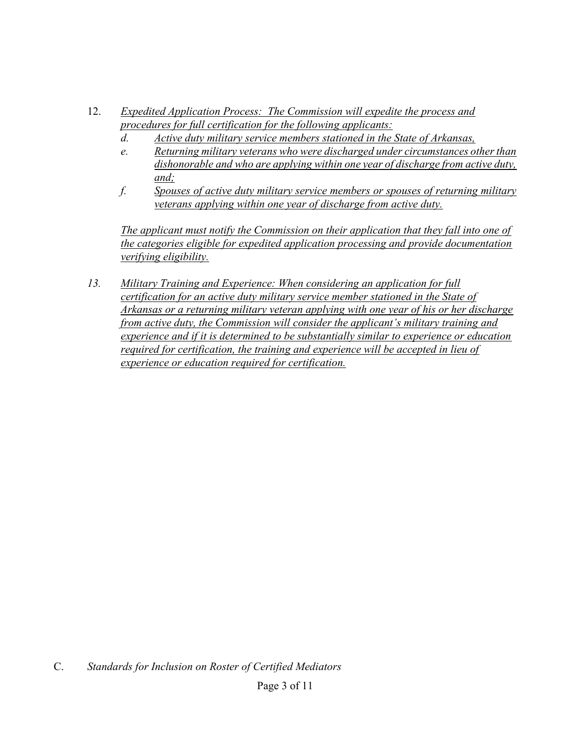12. *Expedited Application Process: The Commission will expedite the process and procedures for full certification for the following applicants:*
    - d. *Active duty military service members stationed in the State of Arkansas,*
    - e. *Returning military veterans who were discharged under circumstances other than dishonorable and who are applying within one year of discharge from active duty, and;*
    - f. *Spouses of active duty military service members or spouses of returning military veterans applying within one year of discharge from active duty.*

    *The applicant must notify the Commission on their application that they fall into one of the categories eligible for expedited application processing and provide documentation verifying eligibility.*

13. *Military Training and Experience: When considering an application for full certification for an active duty military service member stationed in the State of Arkansas or a returning military veteran applying with one year of his or her discharge from active duty, the Commission will consider the applicant's military training and experience and if it is determined to be substantially similar to experience or education required for certification, the training and experience will be accepted in lieu of experience or education required for certification.*

C. *Standards for Inclusion on Roster of Certified Mediators*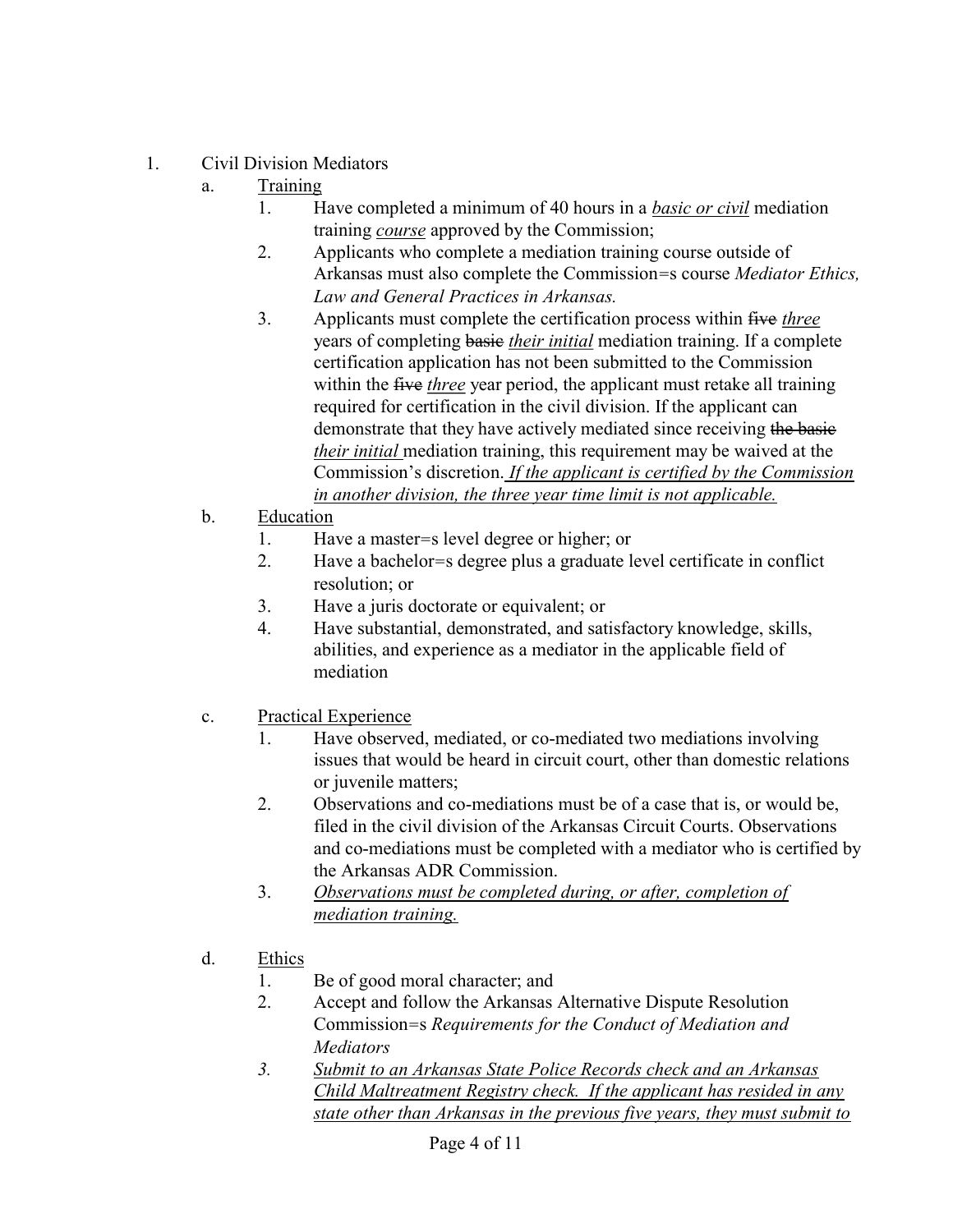1. Civil Division Mediators
   a. <u>Training</u>
      1. Have completed a minimum of 40 hours in a <u>*basic or civil*</u> mediation training <u>*course*</u> approved by the Commission;
      2. Applicants who complete a mediation training course outside of Arkansas must also complete the Commission=s course *Mediator Ethics, Law and General Practices in Arkansas.*
      3. Applicants must complete the certification process within ~~five~~ <u>*three*</u> years of completing ~~basic~~ <u>*their initial*</u> mediation training. If a complete certification application has not been submitted to the Commission within the ~~five~~ <u>*three*</u> year period, the applicant must retake all training required for certification in the civil division. If the applicant can demonstrate that they have actively mediated since receiving ~~the basic~~ <u>*their initial*</u> mediation training, this requirement may be waived at the Commission's discretion. <u>*If the applicant is certified by the Commission in another division, the three year time limit is not applicable.*</u>
   b. <u>Education</u>
      1. Have a master=s level degree or higher; or
      2. Have a bachelor=s degree plus a graduate level certificate in conflict resolution; or
      3. Have a juris doctorate or equivalent; or
      4. Have substantial, demonstrated, and satisfactory knowledge, skills, abilities, and experience as a mediator in the applicable field of mediation
   c. <u>Practical Experience</u>
      1. Have observed, mediated, or co-mediated two mediations involving issues that would be heard in circuit court, other than domestic relations or juvenile matters;
      2. Observations and co-mediations must be of a case that is, or would be, filed in the civil division of the Arkansas Circuit Courts. Observations and co-mediations must be completed with a mediator who is certified by the Arkansas ADR Commission.
      3. <u>*Observations must be completed during, or after, completion of mediation training.*</u>
   d. <u>Ethics</u>
      1. Be of good moral character; and
      2. Accept and follow the Arkansas Alternative Dispute Resolution Commission=s *Requirements for the Conduct of Mediation and Mediators*
      3. <u>*Submit to an Arkansas State Police Records check and an Arkansas Child Maltreatment Registry check. If the applicant has resided in any state other than Arkansas in the previous five years, they must submit to*</u>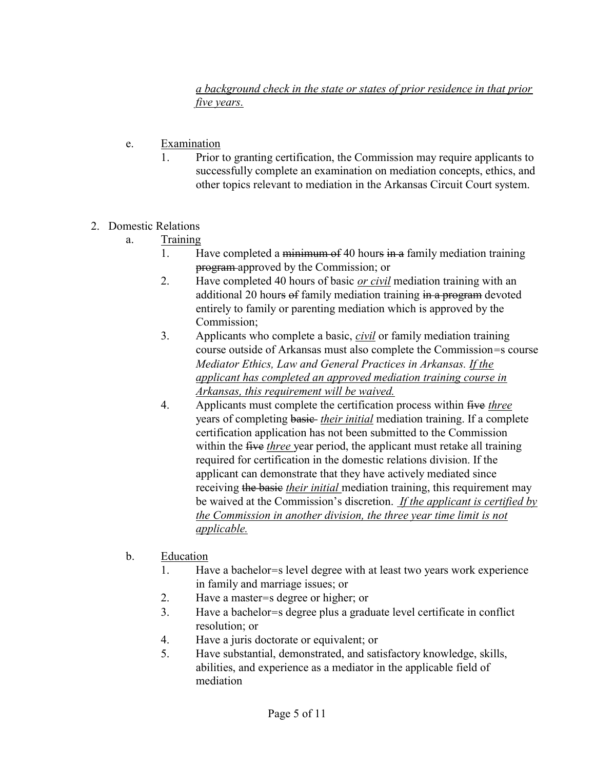*a background check in the state or states of prior residence in that prior five years.*

e. Examination

1. Prior to granting certification, the Commission may require applicants to successfully complete an examination on mediation concepts, ethics, and other topics relevant to mediation in the Arkansas Circuit Court system.

2. Domestic Relations

a. Training

1. Have completed a ~~minimum of~~ 40 hour~~s~~ ~~in a~~ family mediation training ~~program~~ approved by the Commission; or
2. Have completed 40 hours of basic *or civil* mediation training with an additional 20 hours ~~of~~ family mediation training ~~in a program~~ devoted entirely to family or parenting mediation which is approved by the Commission;
3. Applicants who complete a basic, *civil* or family mediation training course outside of Arkansas must also complete the Commission=s course *Mediator Ethics, Law and General Practices in Arkansas. If the applicant has completed an approved mediation training course in Arkansas, this requirement will be waived.*
4. Applicants must complete the certification process within ~~five~~ *three* years of completing ~~basic~~ *their initial* mediation training. If a complete certification application has not been submitted to the Commission within the ~~five~~ *three* year period, the applicant must retake all training required for certification in the domestic relations division. If the applicant can demonstrate that they have actively mediated since receiving ~~the basic~~ *their initial* mediation training, this requirement may be waived at the Commission's discretion. *If the applicant is certified by the Commission in another division, the three year time limit is not applicable.*

b. Education

1. Have a bachelor=s level degree with at least two years work experience in family and marriage issues; or
2. Have a master=s degree or higher; or
3. Have a bachelor=s degree plus a graduate level certificate in conflict resolution; or
4. Have a juris doctorate or equivalent; or
5. Have substantial, demonstrated, and satisfactory knowledge, skills, abilities, and experience as a mediator in the applicable field of mediation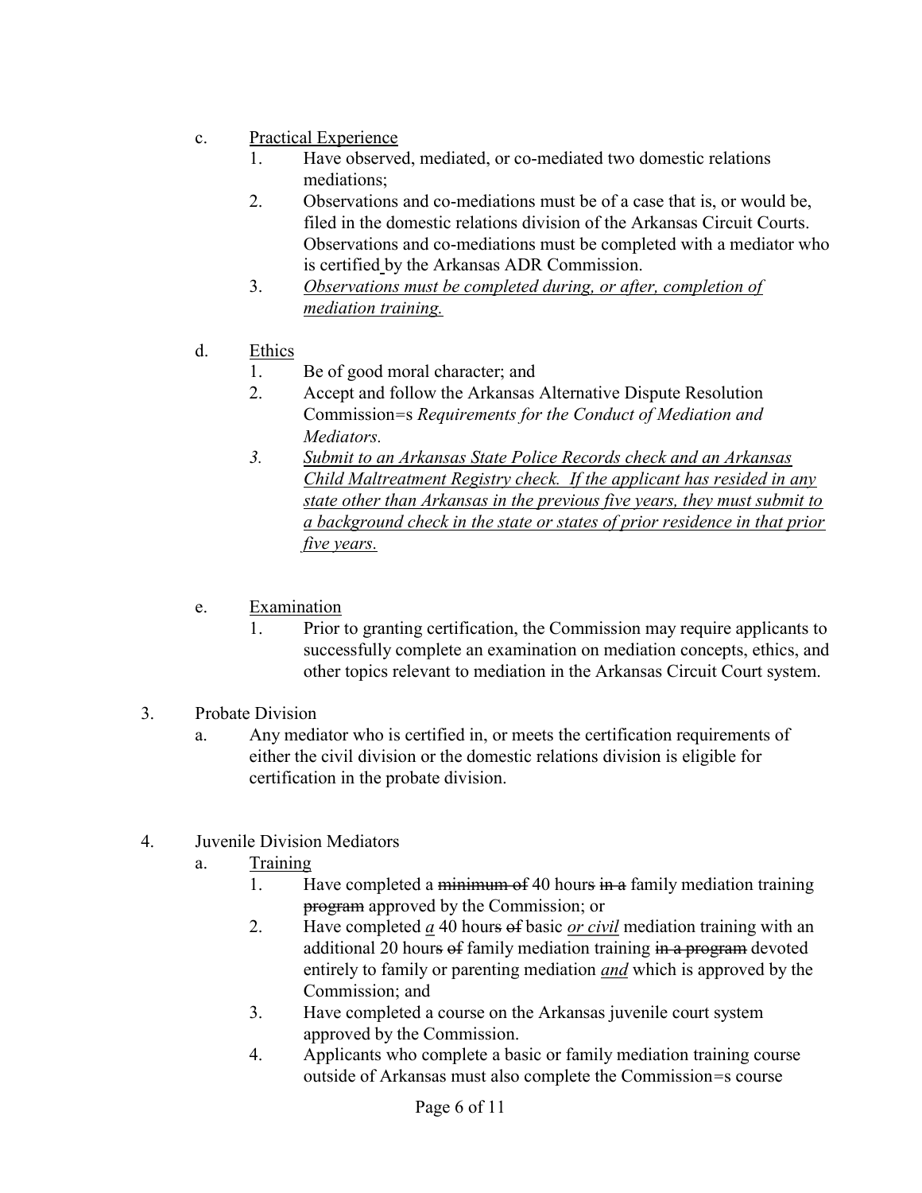c. <u>Practical Experience</u>

   1. Have observed, mediated, or co-mediated two domestic relations mediations;
   2. Observations and co-mediations must be of a case that is, or would be, filed in the domestic relations division of the Arkansas Circuit Courts. Observations and co-mediations must be completed with a mediator who is certified by the Arkansas ADR Commission.
   3. <u>*Observations must be completed during, or after, completion of mediation training.*</u>

d. <u>Ethics</u>

   1. Be of good moral character; and
   2. Accept and follow the Arkansas Alternative Dispute Resolution Commission=s *Requirements for the Conduct of Mediation and Mediators.*
   3. <u>*Submit to an Arkansas State Police Records check and an Arkansas Child Maltreatment Registry check. If the applicant has resided in any state other than Arkansas in the previous five years, they must submit to a background check in the state or states of prior residence in that prior five years.*</u>

e. <u>Examination</u>

   1. Prior to granting certification, the Commission may require applicants to successfully complete an examination on mediation concepts, ethics, and other topics relevant to mediation in the Arkansas Circuit Court system.

3. Probate Division

   a. Any mediator who is certified in, or meets the certification requirements of either the civil division or the domestic relations division is eligible for certification in the probate division.

4. Juvenile Division Mediators

   a. <u>Training</u>

      1. Have completed a ~~minimum of~~ 40 hours ~~in a~~ family mediation training ~~program~~ approved by the Commission; or
      2. Have completed <u>*a*</u> 40 hour~~s of~~ basic <u>*or civil*</u> mediation training with an additional 20 hour~~s of~~ family mediation training ~~in a program~~ devoted entirely to family or parenting mediation <u>*and*</u> which is approved by the Commission; and
      3. Have completed a course on the Arkansas juvenile court system approved by the Commission.
      4. Applicants who complete a basic or family mediation training course outside of Arkansas must also complete the Commission=s course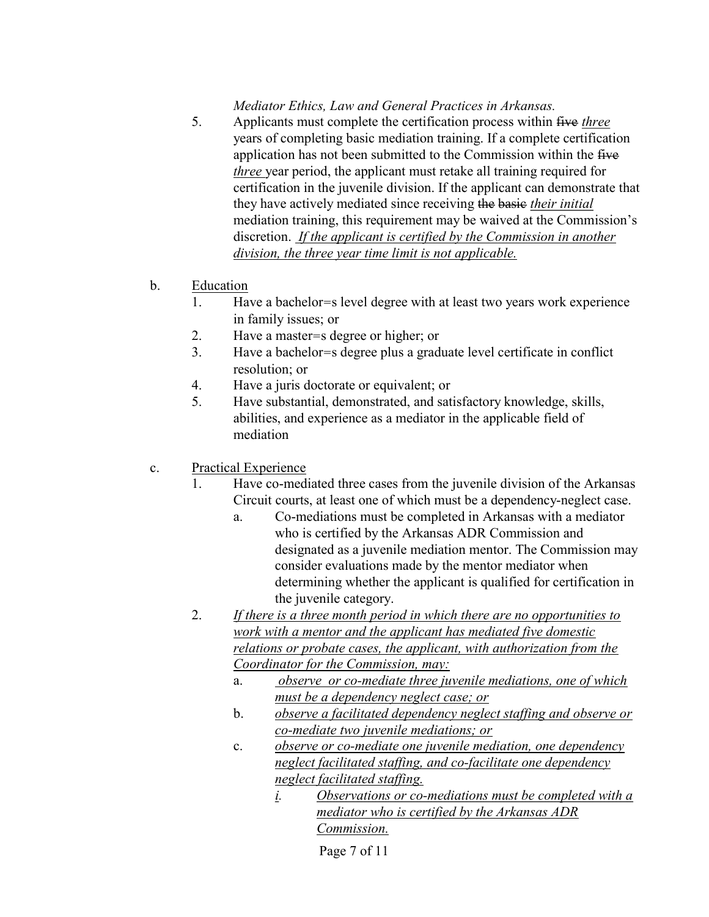*Mediator Ethics, Law and General Practices in Arkansas.*

5. Applicants must complete the certification process within ~~five~~ *three* years of completing basic mediation training. If a complete certification application has not been submitted to the Commission within the ~~five~~ *three* year period, the applicant must retake all training required for certification in the juvenile division. If the applicant can demonstrate that they have actively mediated since receiving ~~the basic~~ *their initial* mediation training, this requirement may be waived at the Commission's discretion. <u>*If the applicant is certified by the Commission in another division, the three year time limit is not applicable.*</u>

b. <u>Education</u>

1. Have a bachelor=s level degree with at least two years work experience in family issues; or
2. Have a master=s degree or higher; or
3. Have a bachelor=s degree plus a graduate level certificate in conflict resolution; or
4. Have a juris doctorate or equivalent; or
5. Have substantial, demonstrated, and satisfactory knowledge, skills, abilities, and experience as a mediator in the applicable field of mediation

c. <u>Practical Experience</u>

1. Have co-mediated three cases from the juvenile division of the Arkansas Circuit courts, at least one of which must be a dependency-neglect case.
   a. Co-mediations must be completed in Arkansas with a mediator who is certified by the Arkansas ADR Commission and designated as a juvenile mediation mentor. The Commission may consider evaluations made by the mentor mediator when determining whether the applicant is qualified for certification in the juvenile category.
2. <u>*If there is a three month period in which there are no opportunities to work with a mentor and the applicant has mediated five domestic relations or probate cases, the applicant, with authorization from the Coordinator for the Commission, may:*</u>
   a. <u>*observe or co-mediate three juvenile mediations, one of which must be a dependency neglect case; or*</u>
   b. <u>*observe a facilitated dependency neglect staffing and observe or co-mediate two juvenile mediations; or*</u>
   c. <u>*observe or co-mediate one juvenile mediation, one dependency neglect facilitated staffing, and co-facilitate one dependency neglect facilitated staffing.*</u>
      i. <u>*Observations or co-mediations must be completed with a mediator who is certified by the Arkansas ADR Commission.*</u>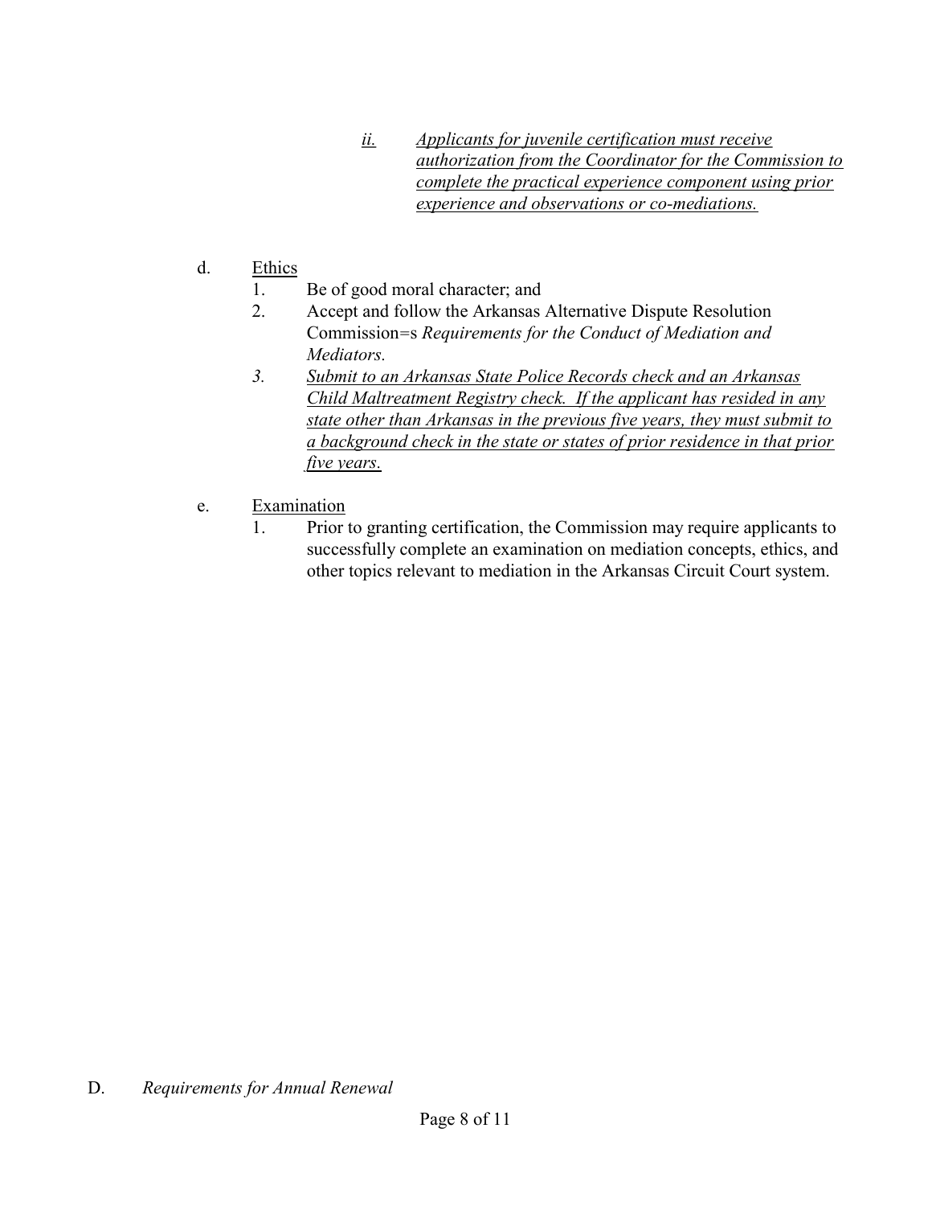ii. *Applicants for juvenile certification must receive authorization from the Coordinator for the Commission to complete the practical experience component using prior experience and observations or co-mediations.*

d. Ethics

1. Be of good moral character; and
2. Accept and follow the Arkansas Alternative Dispute Resolution Commission=s *Requirements for the Conduct of Mediation and Mediators.*
3. *Submit to an Arkansas State Police Records check and an Arkansas Child Maltreatment Registry check. If the applicant has resided in any state other than Arkansas in the previous five years, they must submit to a background check in the state or states of prior residence in that prior five years.*

e. Examination

1. Prior to granting certification, the Commission may require applicants to successfully complete an examination on mediation concepts, ethics, and other topics relevant to mediation in the Arkansas Circuit Court system.

D. *Requirements for Annual Renewal*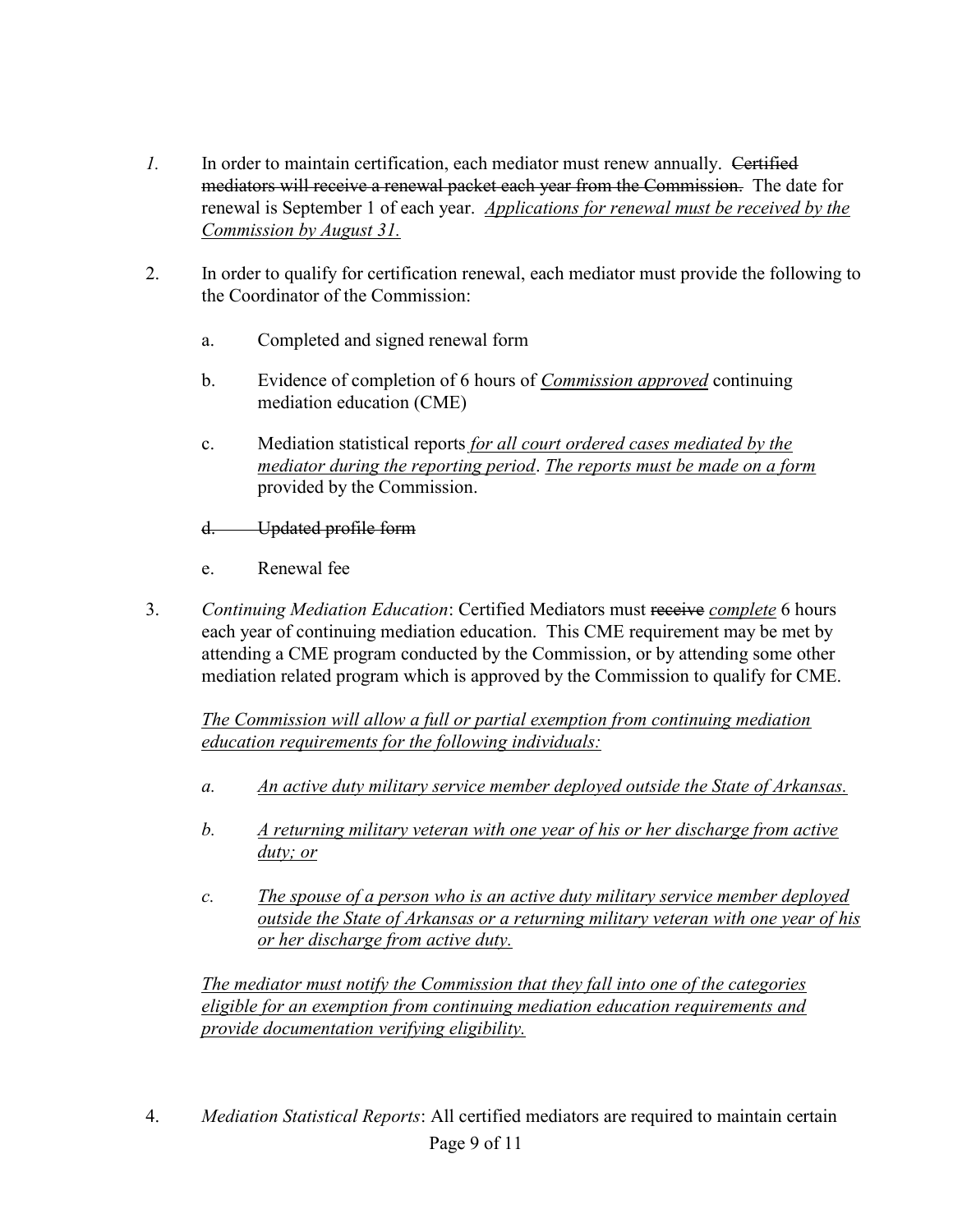*1.* In order to maintain certification, each mediator must renew annually. ~~Certified mediators will receive a renewal packet each year from the Commission.~~ The date for renewal is September 1 of each year. <u>*Applications for renewal must be received by the Commission by August 31.*</u>

2. In order to qualify for certification renewal, each mediator must provide the following to the Coordinator of the Commission:

   a. Completed and signed renewal form

   b. Evidence of completion of 6 hours of <u>*Commission approved*</u> continuing mediation education (CME)

   c. Mediation statistical reports <u>*for all court ordered cases mediated by the mediator during the reporting period*</u>. <u>*The reports must be made on a form*</u> provided by the Commission.

   ~~d. Updated profile form~~

   e. Renewal fee

3. *Continuing Mediation Education*: Certified Mediators must ~~receive~~ <u>*complete*</u> 6 hours each year of continuing mediation education. This CME requirement may be met by attending a CME program conducted by the Commission, or by attending some other mediation related program which is approved by the Commission to qualify for CME.

   <u>*The Commission will allow a full or partial exemption from continuing mediation education requirements for the following individuals:*</u>

   *a.* <u>*An active duty military service member deployed outside the State of Arkansas.*</u>

   *b.* <u>*A returning military veteran with one year of his or her discharge from active duty; or*</u>

   *c.* <u>*The spouse of a person who is an active duty military service member deployed outside the State of Arkansas or a returning military veteran with one year of his or her discharge from active duty.*</u>

   <u>*The mediator must notify the Commission that they fall into one of the categories eligible for an exemption from continuing mediation education requirements and provide documentation verifying eligibility.*</u>

4. *Mediation Statistical Reports*: All certified mediators are required to maintain certain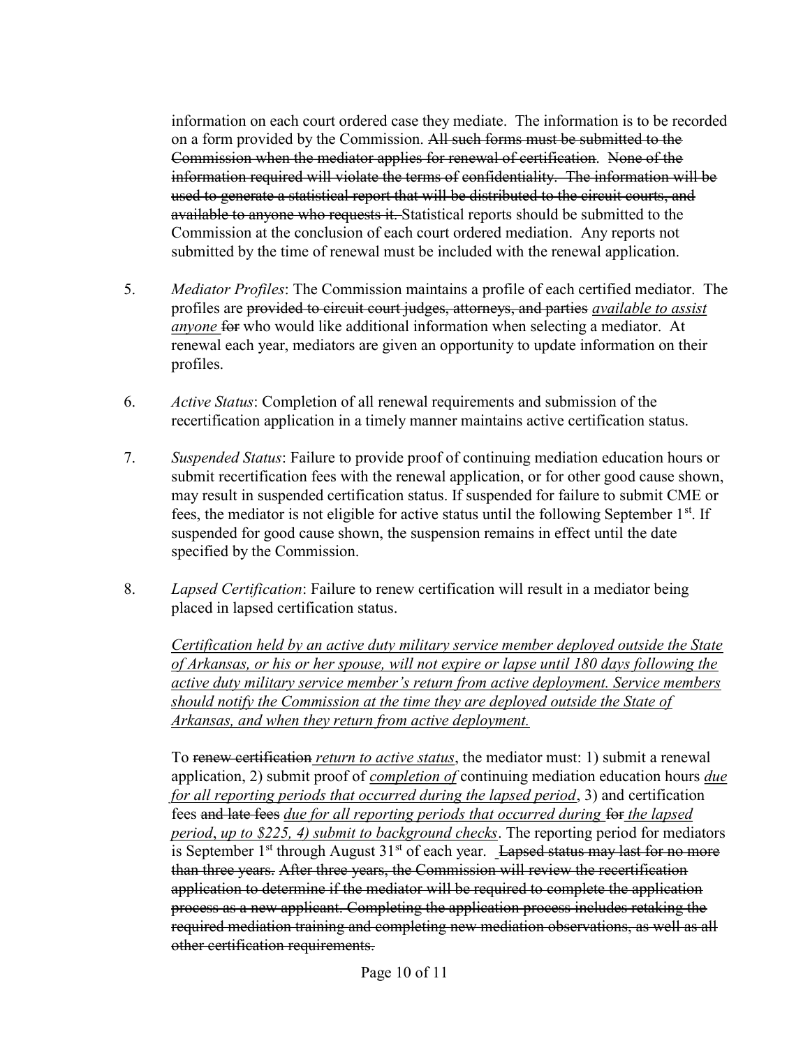information on each court ordered case they mediate. The information is to be recorded on a form provided by the Commission. ~~All such forms must be submitted to the Commission when the mediator applies for renewal of certification.~~ ~~None of the information required will violate the terms of confidentiality. The information will be used to generate a statistical report that will be distributed to the circuit courts, and available to anyone who requests it.~~ Statistical reports should be submitted to the Commission at the conclusion of each court ordered mediation. Any reports not submitted by the time of renewal must be included with the renewal application.

5. *Mediator Profiles*: The Commission maintains a profile of each certified mediator. The profiles are ~~provided to circuit court judges, attorneys, and parties~~ <u>*available to assist anyone*</u> ~~for~~ who would like additional information when selecting a mediator. At renewal each year, mediators are given an opportunity to update information on their profiles.

6. *Active Status*: Completion of all renewal requirements and submission of the recertification application in a timely manner maintains active certification status.

7. *Suspended Status*: Failure to provide proof of continuing mediation education hours or submit recertification fees with the renewal application, or for other good cause shown, may result in suspended certification status. If suspended for failure to submit CME or fees, the mediator is not eligible for active status until the following September 1st. If suspended for good cause shown, the suspension remains in effect until the date specified by the Commission.

8. *Lapsed Certification*: Failure to renew certification will result in a mediator being placed in lapsed certification status.

   <u>*Certification held by an active duty military service member deployed outside the State of Arkansas, or his or her spouse, will not expire or lapse until 180 days following the active duty military service member's return from active deployment. Service members should notify the Commission at the time they are deployed outside the State of Arkansas, and when they return from active deployment.*</u>

   To ~~renew certification~~ <u>*return to active status*</u>, the mediator must: 1) submit a renewal application, 2) submit proof of <u>*completion of*</u> continuing mediation education hours <u>*due for all reporting periods that occurred during the lapsed period*</u>, 3) and certification fees ~~and late fees~~ <u>*due for all reporting periods that occurred during*</u> ~~for~~ <u>*the lapsed period*, *up to $225, 4) submit to background checks*</u>. The reporting period for mediators is September 1st through August 31st of each year. ~~Lapsed status may last for no more than three years. After three years, the Commission will review the recertification application to determine if the mediator will be required to complete the application process as a new applicant. Completing the application process includes retaking the required mediation training and completing new mediation observations, as well as all other certification requirements.~~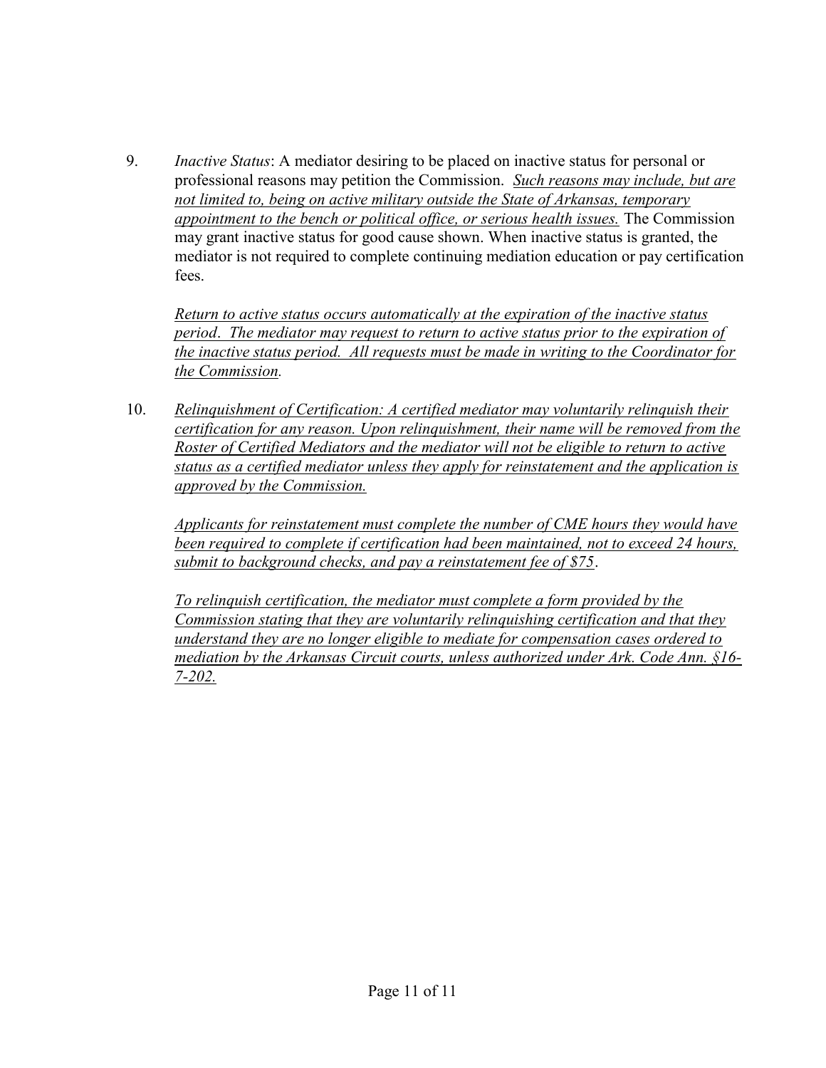9. *Inactive Status*: A mediator desiring to be placed on inactive status for personal or professional reasons may petition the Commission. *Such reasons may include, but are not limited to, being on active military outside the State of Arkansas, temporary appointment to the bench or political office, or serious health issues.* The Commission may grant inactive status for good cause shown. When inactive status is granted, the mediator is not required to complete continuing mediation education or pay certification fees.

   *Return to active status occurs automatically at the expiration of the inactive status period. The mediator may request to return to active status prior to the expiration of the inactive status period. All requests must be made in writing to the Coordinator for the Commission.*

10. *Relinquishment of Certification: A certified mediator may voluntarily relinquish their certification for any reason. Upon relinquishment, their name will be removed from the Roster of Certified Mediators and the mediator will not be eligible to return to active status as a certified mediator unless they apply for reinstatement and the application is approved by the Commission.*

    *Applicants for reinstatement must complete the number of CME hours they would have been required to complete if certification had been maintained, not to exceed 24 hours, submit to background checks, and pay a reinstatement fee of $75*.

    *To relinquish certification, the mediator must complete a form provided by the Commission stating that they are voluntarily relinquishing certification and that they understand they are no longer eligible to mediate for compensation cases ordered to mediation by the Arkansas Circuit courts, unless authorized under Ark. Code Ann. §16-7-202.*